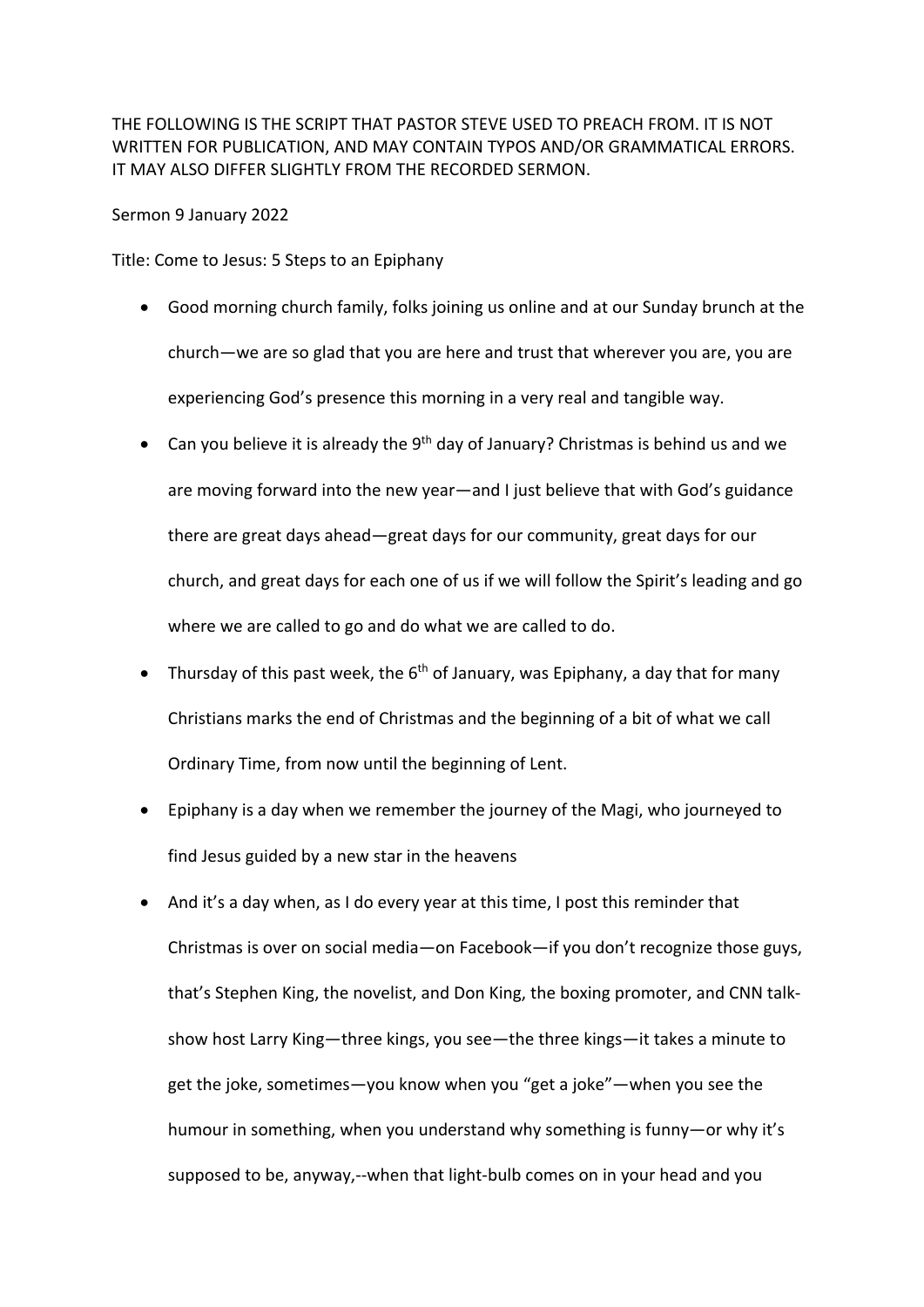THE FOLLOWING IS THE SCRIPT THAT PASTOR STEVE USED TO PREACH FROM. IT IS NOT WRITTEN FOR PUBLICATION, AND MAY CONTAIN TYPOS AND/OR GRAMMATICAL ERRORS. IT MAY ALSO DIFFER SLIGHTLY FROM THE RECORDED SERMON.

Sermon 9 January 2022

Title: Come to Jesus: 5 Steps to an Epiphany

- Good morning church family, folks joining us online and at our Sunday brunch at the church—we are so glad that you are here and trust that wherever you are, you are experiencing God's presence this morning in a very real and tangible way.
- Can you believe it is already the 9th day of January? Christmas is behind us and we are moving forward into the new year—and I just believe that with God's guidance there are great days ahead—great days for our community, great days for our church, and great days for each one of us if we will follow the Spirit's leading and go where we are called to go and do what we are called to do.
- Thursday of this past week, the 6th of January, was Epiphany, a day that for many Christians marks the end of Christmas and the beginning of a bit of what we call Ordinary Time, from now until the beginning of Lent.
- Epiphany is a day when we remember the journey of the Magi, who journeyed to find Jesus guided by a new star in the heavens
- And it's a day when, as I do every year at this time, I post this reminder that Christmas is over on social media—on Facebook—if you don't recognize those guys, that's Stephen King, the novelist, and Don King, the boxing promoter, and CNN talk-show host Larry King—three kings, you see—the three kings—it takes a minute to get the joke, sometimes—you know when you "get a joke"—when you see the humour in something, when you understand why something is funny—or why it's supposed to be, anyway,--when that light-bulb comes on in your head and you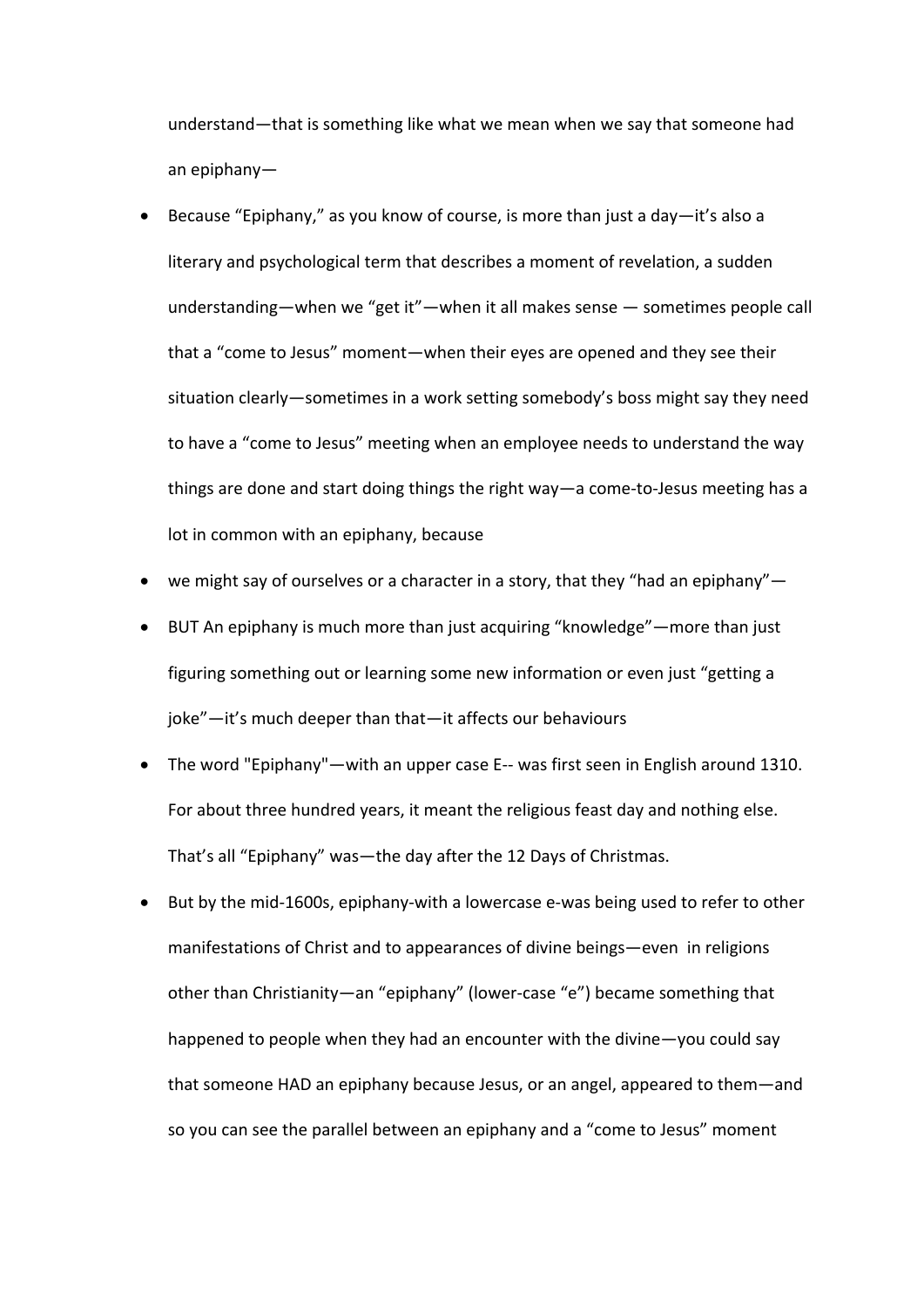understand—that is something like what we mean when we say that someone had an epiphany—

- Because "Epiphany," as you know of course, is more than just a day—it's also a literary and psychological term that describes a moment of revelation, a sudden understanding—when we "get it"—when it all makes sense — sometimes people call that a "come to Jesus" moment—when their eyes are opened and they see their situation clearly—sometimes in a work setting somebody's boss might say they need to have a "come to Jesus" meeting when an employee needs to understand the way things are done and start doing things the right way—a come-to-Jesus meeting has a lot in common with an epiphany, because
- we might say of ourselves or a character in a story, that they "had an epiphany"—
- BUT An epiphany is much more than just acquiring "knowledge"—more than just figuring something out or learning some new information or even just "getting a joke"—it's much deeper than that—it affects our behaviours
- The word "Epiphany"—with an upper case E-- was first seen in English around 1310. For about three hundred years, it meant the religious feast day and nothing else. That's all "Epiphany" was—the day after the 12 Days of Christmas.
- But by the mid-1600s, epiphany-with a lowercase e-was being used to refer to other manifestations of Christ and to appearances of divine beings—even in religions other than Christianity—an "epiphany" (lower-case "e") became something that happened to people when they had an encounter with the divine—you could say that someone HAD an epiphany because Jesus, or an angel, appeared to them—and so you can see the parallel between an epiphany and a "come to Jesus" moment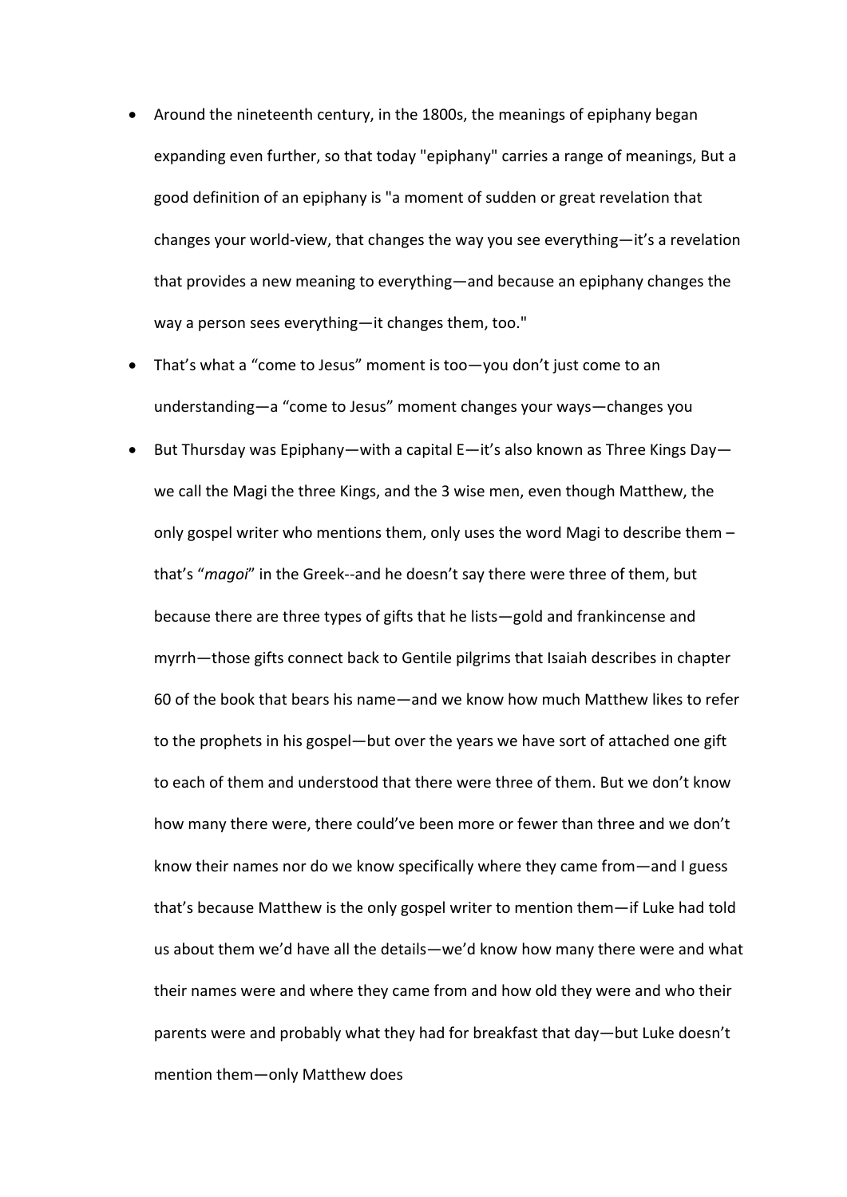- Around the nineteenth century, in the 1800s, the meanings of epiphany began expanding even further, so that today "epiphany" carries a range of meanings, But a good definition of an epiphany is "a moment of sudden or great revelation that changes your world-view, that changes the way you see everything—it's a revelation that provides a new meaning to everything—and because an epiphany changes the way a person sees everything—it changes them, too."
- That's what a "come to Jesus" moment is too—you don't just come to an understanding—a "come to Jesus" moment changes your ways—changes you
- But Thursday was Epiphany—with a capital E—it's also known as Three Kings Day—we call the Magi the three Kings, and the 3 wise men, even though Matthew, the only gospel writer who mentions them, only uses the word Magi to describe them – that's "*magoi*" in the Greek--and he doesn't say there were three of them, but because there are three types of gifts that he lists—gold and frankincense and myrrh—those gifts connect back to Gentile pilgrims that Isaiah describes in chapter 60 of the book that bears his name—and we know how much Matthew likes to refer to the prophets in his gospel—but over the years we have sort of attached one gift to each of them and understood that there were three of them. But we don't know how many there were, there could've been more or fewer than three and we don't know their names nor do we know specifically where they came from—and I guess that's because Matthew is the only gospel writer to mention them—if Luke had told us about them we'd have all the details—we'd know how many there were and what their names were and where they came from and how old they were and who their parents were and probably what they had for breakfast that day—but Luke doesn't mention them—only Matthew does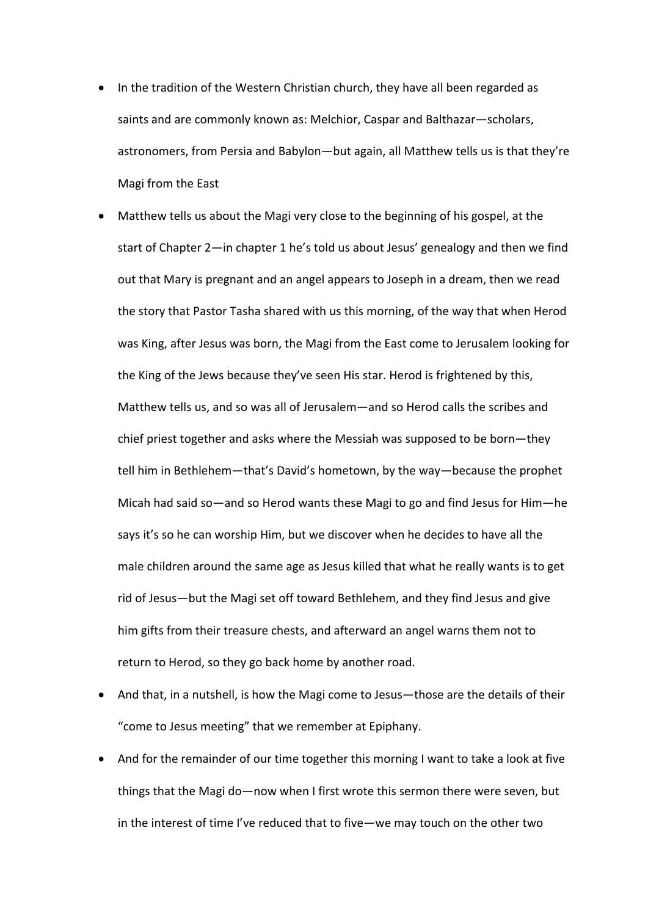- In the tradition of the Western Christian church, they have all been regarded as saints and are commonly known as: Melchior, Caspar and Balthazar—scholars, astronomers, from Persia and Babylon—but again, all Matthew tells us is that they're Magi from the East
- Matthew tells us about the Magi very close to the beginning of his gospel, at the start of Chapter 2—in chapter 1 he's told us about Jesus' genealogy and then we find out that Mary is pregnant and an angel appears to Joseph in a dream, then we read the story that Pastor Tasha shared with us this morning, of the way that when Herod was King, after Jesus was born, the Magi from the East come to Jerusalem looking for the King of the Jews because they've seen His star. Herod is frightened by this, Matthew tells us, and so was all of Jerusalem—and so Herod calls the scribes and chief priest together and asks where the Messiah was supposed to be born—they tell him in Bethlehem—that's David's hometown, by the way—because the prophet Micah had said so—and so Herod wants these Magi to go and find Jesus for Him—he says it's so he can worship Him, but we discover when he decides to have all the male children around the same age as Jesus killed that what he really wants is to get rid of Jesus—but the Magi set off toward Bethlehem, and they find Jesus and give him gifts from their treasure chests, and afterward an angel warns them not to return to Herod, so they go back home by another road.
- And that, in a nutshell, is how the Magi come to Jesus—those are the details of their "come to Jesus meeting" that we remember at Epiphany.
- And for the remainder of our time together this morning I want to take a look at five things that the Magi do—now when I first wrote this sermon there were seven, but in the interest of time I've reduced that to five—we may touch on the other two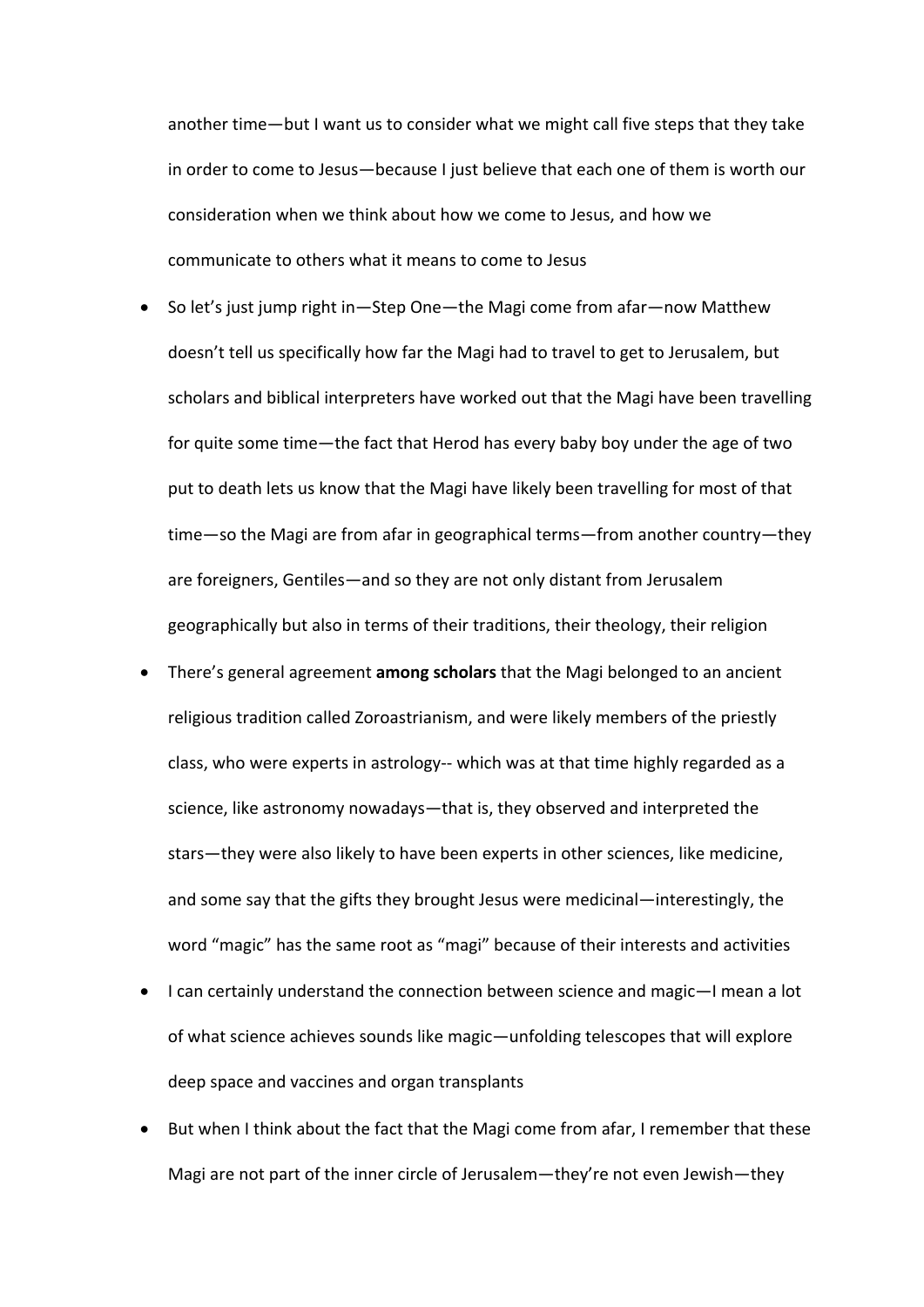another time—but I want us to consider what we might call five steps that they take in order to come to Jesus—because I just believe that each one of them is worth our consideration when we think about how we come to Jesus, and how we communicate to others what it means to come to Jesus

- So let's just jump right in—Step One—the Magi come from afar—now Matthew doesn't tell us specifically how far the Magi had to travel to get to Jerusalem, but scholars and biblical interpreters have worked out that the Magi have been travelling for quite some time—the fact that Herod has every baby boy under the age of two put to death lets us know that the Magi have likely been travelling for most of that time—so the Magi are from afar in geographical terms—from another country—they are foreigners, Gentiles—and so they are not only distant from Jerusalem geographically but also in terms of their traditions, their theology, their religion
- There's general agreement **among scholars** that the Magi belonged to an ancient religious tradition called Zoroastrianism, and were likely members of the priestly class, who were experts in astrology-- which was at that time highly regarded as a science, like astronomy nowadays—that is, they observed and interpreted the stars—they were also likely to have been experts in other sciences, like medicine, and some say that the gifts they brought Jesus were medicinal—interestingly, the word "magic" has the same root as "magi" because of their interests and activities
- I can certainly understand the connection between science and magic—I mean a lot of what science achieves sounds like magic—unfolding telescopes that will explore deep space and vaccines and organ transplants
- But when I think about the fact that the Magi come from afar, I remember that these Magi are not part of the inner circle of Jerusalem—they're not even Jewish—they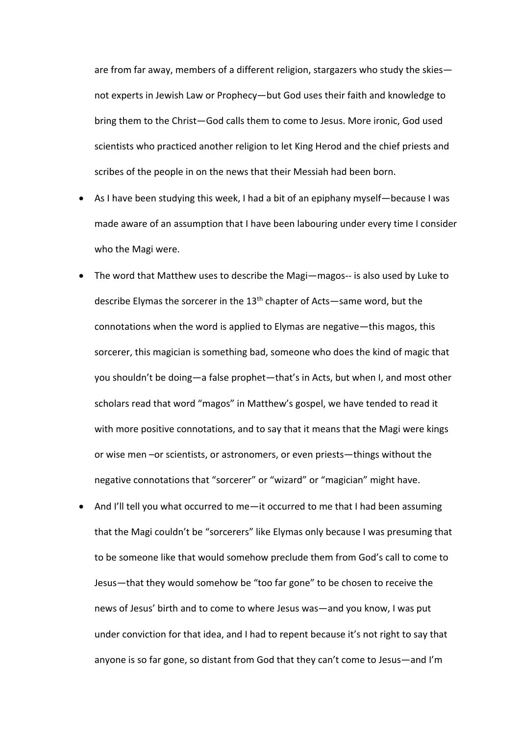are from far away, members of a different religion, stargazers who study the skies—not experts in Jewish Law or Prophecy—but God uses their faith and knowledge to bring them to the Christ—God calls them to come to Jesus. More ironic, God used scientists who practiced another religion to let King Herod and the chief priests and scribes of the people in on the news that their Messiah had been born.

- As I have been studying this week, I had a bit of an epiphany myself—because I was made aware of an assumption that I have been labouring under every time I consider who the Magi were.
- The word that Matthew uses to describe the Magi—magos-- is also used by Luke to describe Elymas the sorcerer in the 13th chapter of Acts—same word, but the connotations when the word is applied to Elymas are negative—this magos, this sorcerer, this magician is something bad, someone who does the kind of magic that you shouldn't be doing—a false prophet—that's in Acts, but when I, and most other scholars read that word "magos" in Matthew's gospel, we have tended to read it with more positive connotations, and to say that it means that the Magi were kings or wise men –or scientists, or astronomers, or even priests—things without the negative connotations that "sorcerer" or "wizard" or "magician" might have.
- And I'll tell you what occurred to me—it occurred to me that I had been assuming that the Magi couldn't be "sorcerers" like Elymas only because I was presuming that to be someone like that would somehow preclude them from God's call to come to Jesus—that they would somehow be "too far gone" to be chosen to receive the news of Jesus' birth and to come to where Jesus was—and you know, I was put under conviction for that idea, and I had to repent because it's not right to say that anyone is so far gone, so distant from God that they can't come to Jesus—and I'm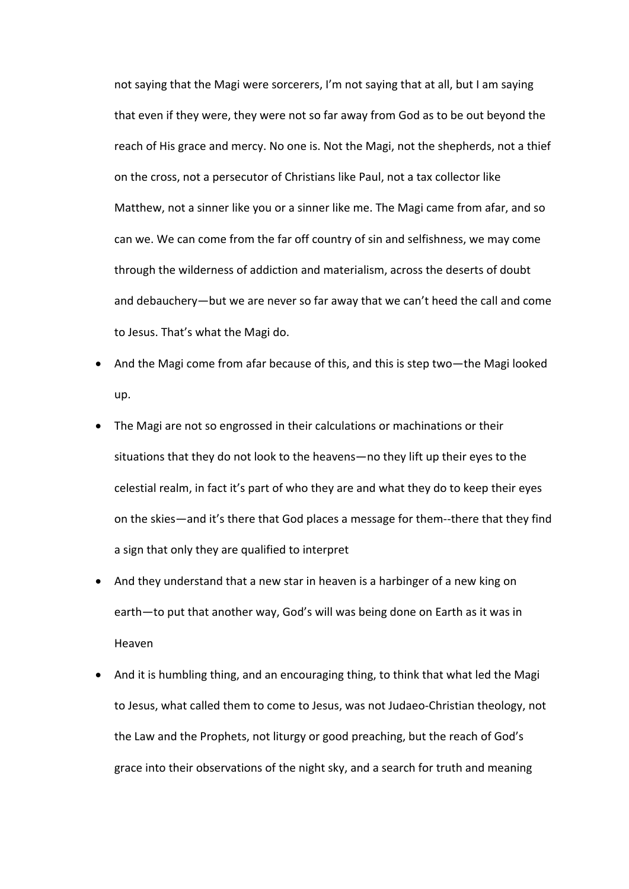not saying that the Magi were sorcerers, I'm not saying that at all, but I am saying that even if they were, they were not so far away from God as to be out beyond the reach of His grace and mercy. No one is. Not the Magi, not the shepherds, not a thief on the cross, not a persecutor of Christians like Paul, not a tax collector like Matthew, not a sinner like you or a sinner like me. The Magi came from afar, and so can we. We can come from the far off country of sin and selfishness, we may come through the wilderness of addiction and materialism, across the deserts of doubt and debauchery—but we are never so far away that we can't heed the call and come to Jesus. That's what the Magi do.

- And the Magi come from afar because of this, and this is step two—the Magi looked up.
- The Magi are not so engrossed in their calculations or machinations or their situations that they do not look to the heavens—no they lift up their eyes to the celestial realm, in fact it's part of who they are and what they do to keep their eyes on the skies—and it's there that God places a message for them--there that they find a sign that only they are qualified to interpret
- And they understand that a new star in heaven is a harbinger of a new king on earth—to put that another way, God's will was being done on Earth as it was in Heaven
- And it is humbling thing, and an encouraging thing, to think that what led the Magi to Jesus, what called them to come to Jesus, was not Judaeo-Christian theology, not the Law and the Prophets, not liturgy or good preaching, but the reach of God's grace into their observations of the night sky, and a search for truth and meaning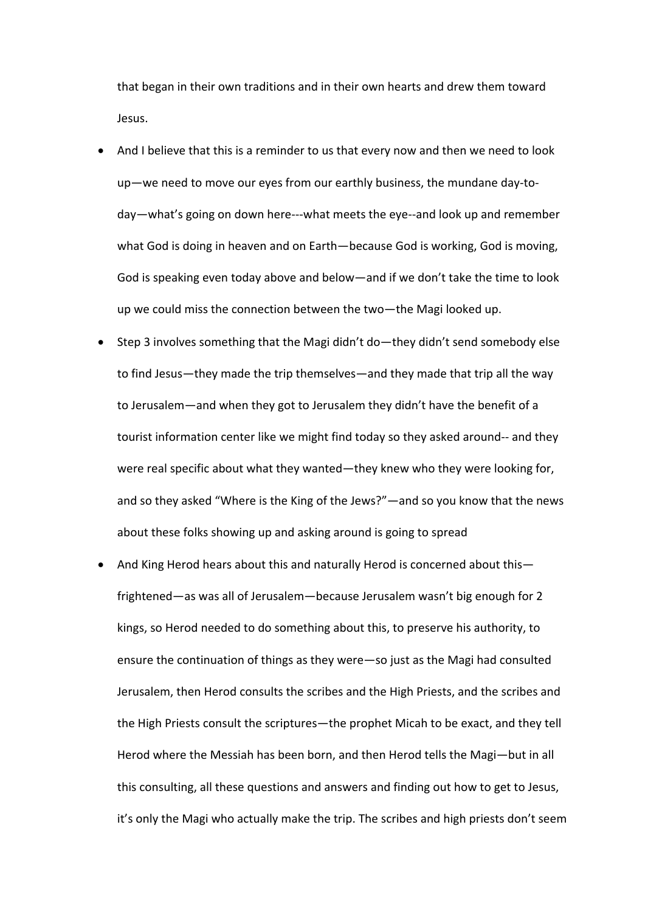that began in their own traditions and in their own hearts and drew them toward Jesus.

- And I believe that this is a reminder to us that every now and then we need to look up—we need to move our eyes from our earthly business, the mundane day-to-day—what's going on down here---what meets the eye--and look up and remember what God is doing in heaven and on Earth—because God is working, God is moving, God is speaking even today above and below—and if we don't take the time to look up we could miss the connection between the two—the Magi looked up.
- Step 3 involves something that the Magi didn't do—they didn't send somebody else to find Jesus—they made the trip themselves—and they made that trip all the way to Jerusalem—and when they got to Jerusalem they didn't have the benefit of a tourist information center like we might find today so they asked around-- and they were real specific about what they wanted—they knew who they were looking for, and so they asked "Where is the King of the Jews?"—and so you know that the news about these folks showing up and asking around is going to spread
- And King Herod hears about this and naturally Herod is concerned about this—frightened—as was all of Jerusalem—because Jerusalem wasn't big enough for 2 kings, so Herod needed to do something about this, to preserve his authority, to ensure the continuation of things as they were—so just as the Magi had consulted Jerusalem, then Herod consults the scribes and the High Priests, and the scribes and the High Priests consult the scriptures—the prophet Micah to be exact, and they tell Herod where the Messiah has been born, and then Herod tells the Magi—but in all this consulting, all these questions and answers and finding out how to get to Jesus, it's only the Magi who actually make the trip. The scribes and high priests don't seem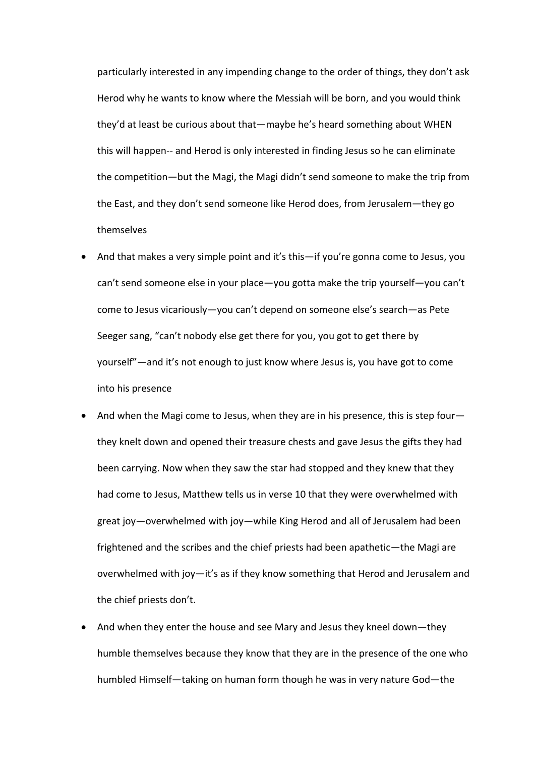particularly interested in any impending change to the order of things, they don't ask Herod why he wants to know where the Messiah will be born, and you would think they'd at least be curious about that—maybe he's heard something about WHEN this will happen-- and Herod is only interested in finding Jesus so he can eliminate the competition—but the Magi, the Magi didn't send someone to make the trip from the East, and they don't send someone like Herod does, from Jerusalem—they go themselves

- And that makes a very simple point and it's this—if you're gonna come to Jesus, you can't send someone else in your place—you gotta make the trip yourself—you can't come to Jesus vicariously—you can't depend on someone else's search—as Pete Seeger sang, "can't nobody else get there for you, you got to get there by yourself"—and it's not enough to just know where Jesus is, you have got to come into his presence
- And when the Magi come to Jesus, when they are in his presence, this is step four—they knelt down and opened their treasure chests and gave Jesus the gifts they had been carrying. Now when they saw the star had stopped and they knew that they had come to Jesus, Matthew tells us in verse 10 that they were overwhelmed with great joy—overwhelmed with joy—while King Herod and all of Jerusalem had been frightened and the scribes and the chief priests had been apathetic—the Magi are overwhelmed with joy—it's as if they know something that Herod and Jerusalem and the chief priests don't.
- And when they enter the house and see Mary and Jesus they kneel down—they humble themselves because they know that they are in the presence of the one who humbled Himself—taking on human form though he was in very nature God—the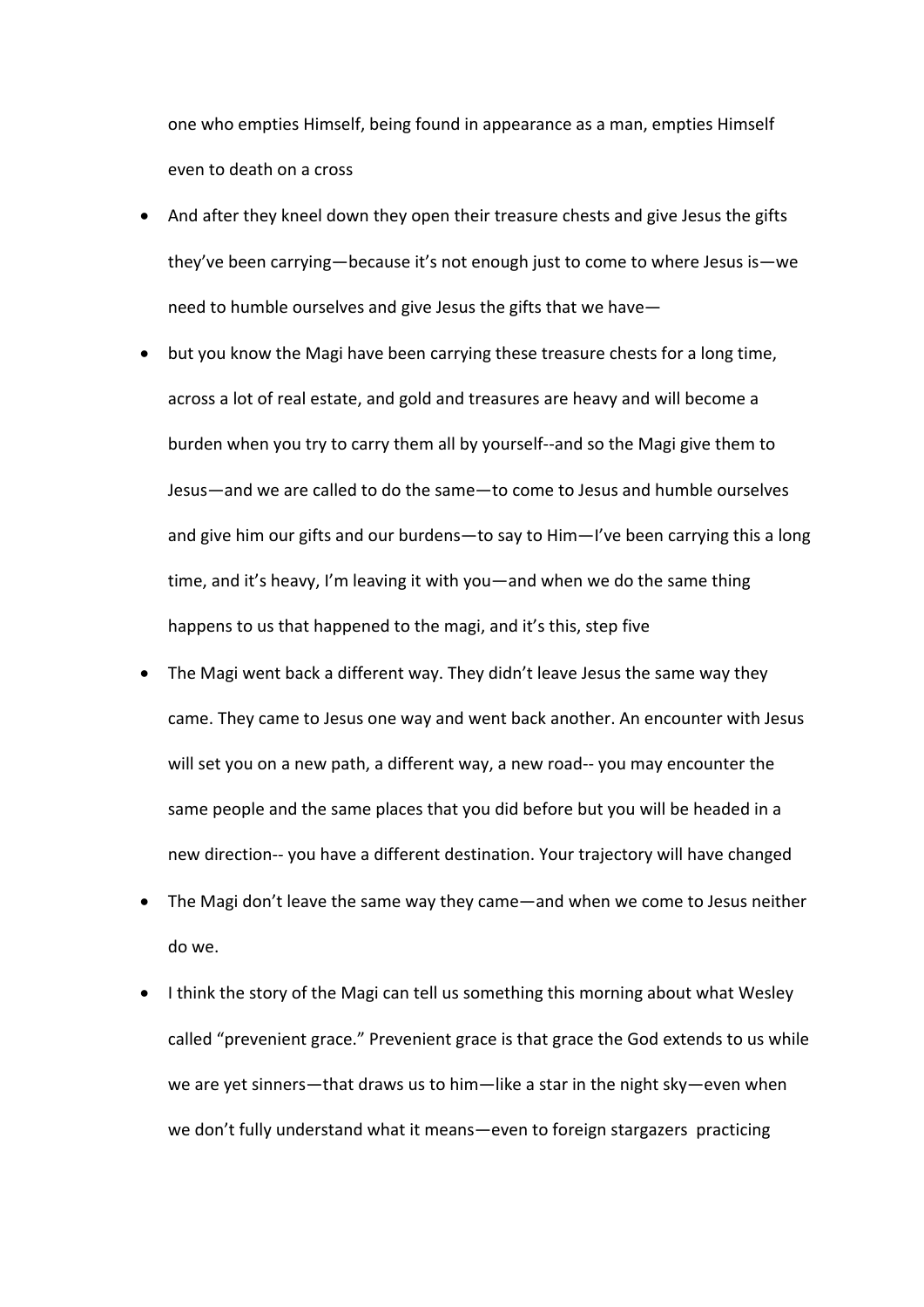one who empties Himself, being found in appearance as a man, empties Himself even to death on a cross

- And after they kneel down they open their treasure chests and give Jesus the gifts they've been carrying—because it's not enough just to come to where Jesus is—we need to humble ourselves and give Jesus the gifts that we have—
- but you know the Magi have been carrying these treasure chests for a long time, across a lot of real estate, and gold and treasures are heavy and will become a burden when you try to carry them all by yourself--and so the Magi give them to Jesus—and we are called to do the same—to come to Jesus and humble ourselves and give him our gifts and our burdens—to say to Him—I've been carrying this a long time, and it's heavy, I'm leaving it with you—and when we do the same thing happens to us that happened to the magi, and it's this, step five
- The Magi went back a different way. They didn't leave Jesus the same way they came. They came to Jesus one way and went back another. An encounter with Jesus will set you on a new path, a different way, a new road-- you may encounter the same people and the same places that you did before but you will be headed in a new direction-- you have a different destination. Your trajectory will have changed
- The Magi don't leave the same way they came—and when we come to Jesus neither do we.
- I think the story of the Magi can tell us something this morning about what Wesley called "prevenient grace." Prevenient grace is that grace the God extends to us while we are yet sinners—that draws us to him—like a star in the night sky—even when we don't fully understand what it means—even to foreign stargazers practicing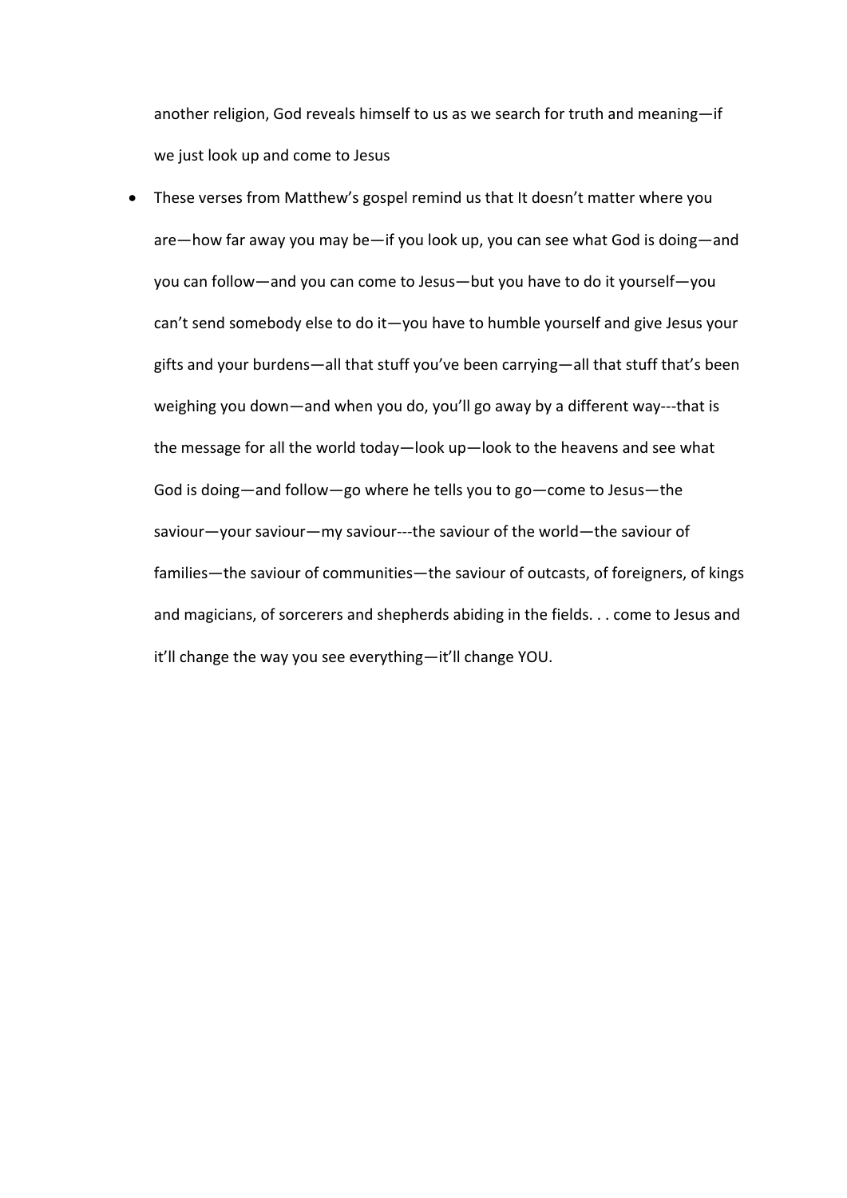another religion, God reveals himself to us as we search for truth and meaning—if we just look up and come to Jesus

- These verses from Matthew's gospel remind us that It doesn't matter where you are—how far away you may be—if you look up, you can see what God is doing—and you can follow—and you can come to Jesus—but you have to do it yourself—you can't send somebody else to do it—you have to humble yourself and give Jesus your gifts and your burdens—all that stuff you've been carrying—all that stuff that's been weighing you down—and when you do, you'll go away by a different way---that is the message for all the world today—look up—look to the heavens and see what God is doing—and follow—go where he tells you to go—come to Jesus—the saviour—your saviour—my saviour---the saviour of the world—the saviour of families—the saviour of communities—the saviour of outcasts, of foreigners, of kings and magicians, of sorcerers and shepherds abiding in the fields. . . come to Jesus and it'll change the way you see everything—it'll change YOU.